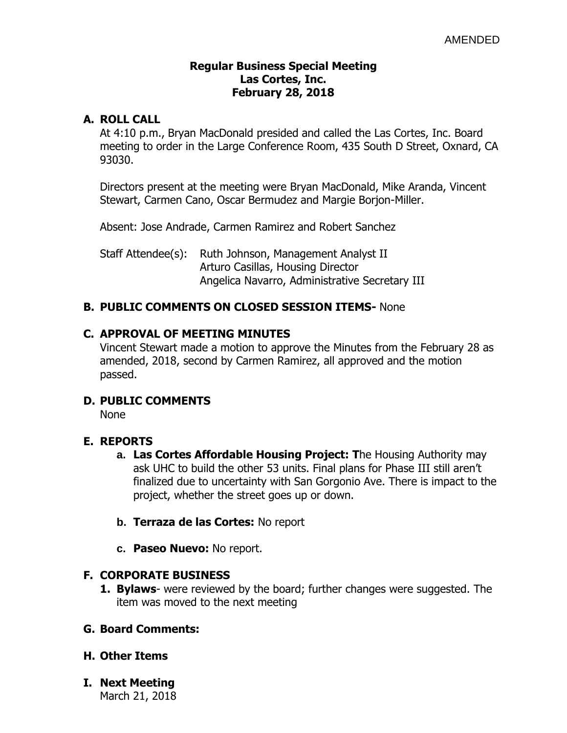AMENDED

# Regular Business Special Meeting
# Las Cortes, Inc.
# February 28, 2018

## A. ROLL CALL

At 4:10 p.m., Bryan MacDonald presided and called the Las Cortes, Inc. Board meeting to order in the Large Conference Room, 435 South D Street, Oxnard, CA 93030.

Directors present at the meeting were Bryan MacDonald, Mike Aranda, Vincent Stewart, Carmen Cano, Oscar Bermudez and Margie Borjon-Miller.

Absent: Jose Andrade, Carmen Ramirez and Robert Sanchez

Staff Attendee(s): Ruth Johnson, Management Analyst II
Arturo Casillas, Housing Director
Angelica Navarro, Administrative Secretary III

## B. PUBLIC COMMENTS ON CLOSED SESSION ITEMS- None

## C. APPROVAL OF MEETING MINUTES

Vincent Stewart made a motion to approve the Minutes from the February 28 as amended, 2018, second by Carmen Ramirez, all approved and the motion passed.

## D. PUBLIC COMMENTS

None

## E. REPORTS

a. **Las Cortes Affordable Housing Project: T**he Housing Authority may ask UHC to build the other 53 units. Final plans for Phase III still aren't finalized due to uncertainty with San Gorgonio Ave. There is impact to the project, whether the street goes up or down.

b. **Terraza de las Cortes:** No report

c. **Paseo Nuevo:** No report.

## F. CORPORATE BUSINESS

1. **Bylaws**- were reviewed by the board; further changes were suggested. The item was moved to the next meeting

## G. Board Comments:

## H. Other Items

## I. Next Meeting

March 21, 2018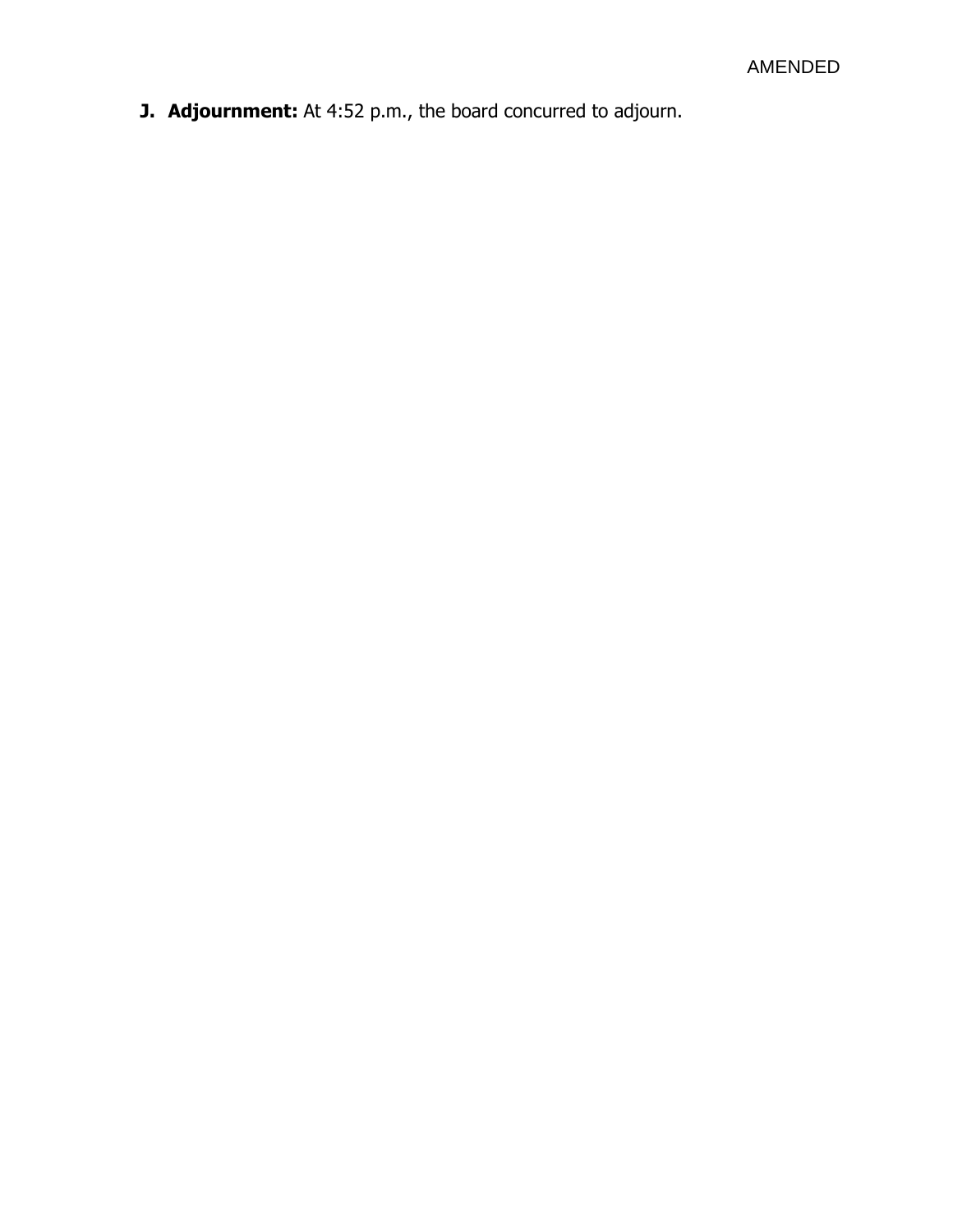**J. Adjournment:** At 4:52 p.m., the board concurred to adjourn.